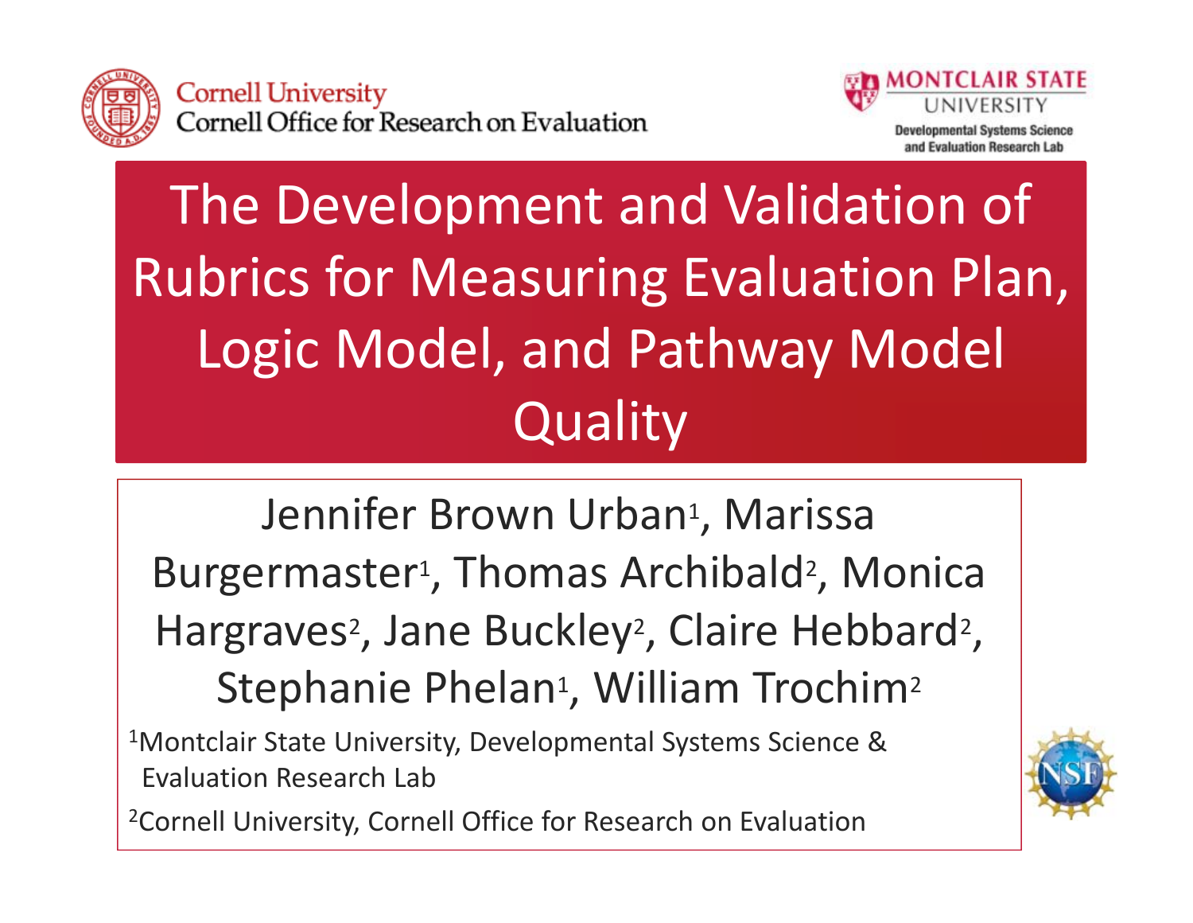Cornell University
Cornell Office for Research on Evaluation

MONTCLAIR STATE UNIVERSITY
Developmental Systems Science and Evaluation Research Lab

# The Development and Validation of Rubrics for Measuring Evaluation Plan, Logic Model, and Pathway Model Quality

Jennifer Brown Urban[1], Marissa Burgermaster[1], Thomas Archibald[2], Monica Hargraves[2], Jane Buckley[2], Claire Hebbard[2], Stephanie Phelan[1], William Trochim[2]

[1]Montclair State University, Developmental Systems Science & Evaluation Research Lab

[2]Cornell University, Cornell Office for Research on Evaluation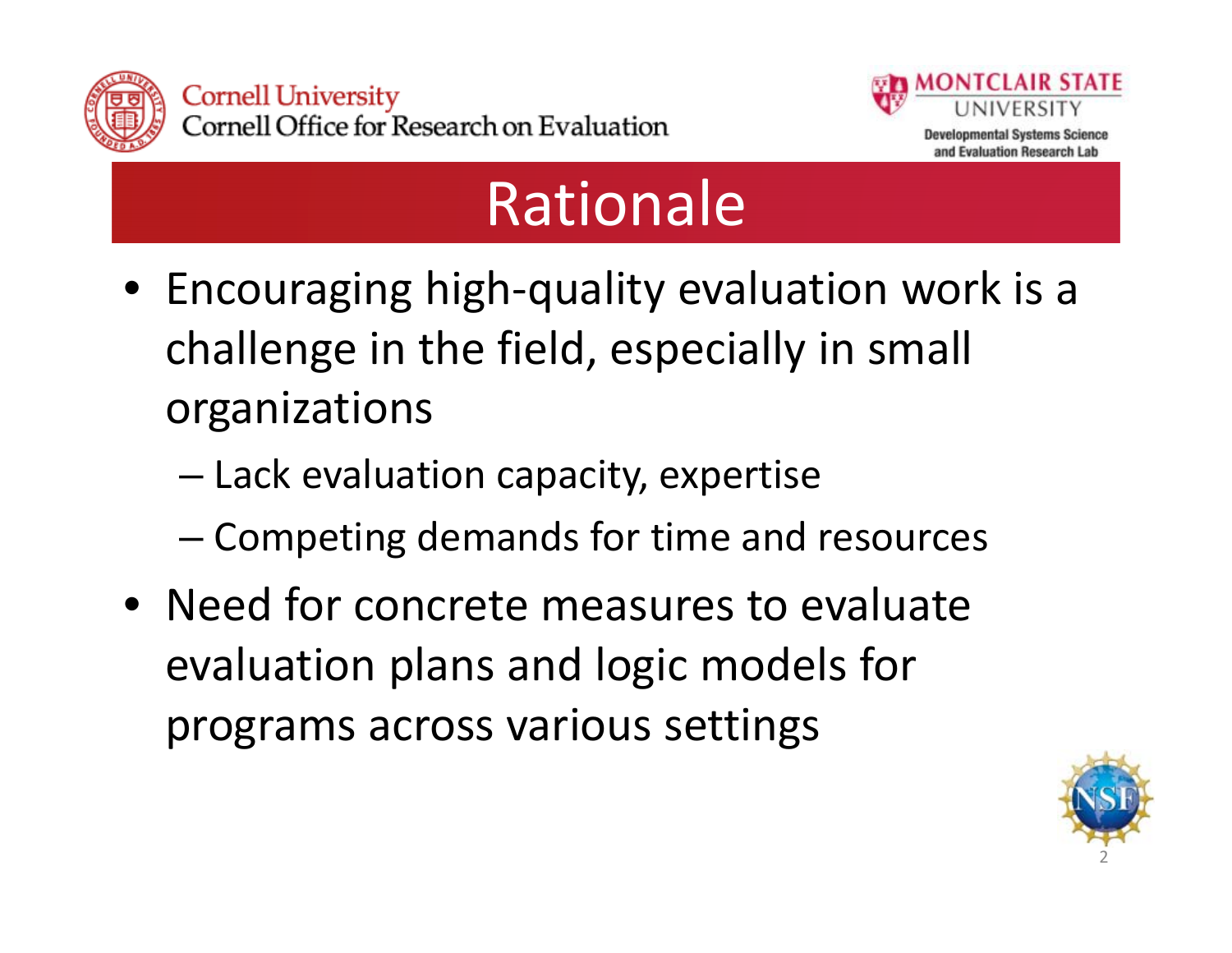# Rationale

- Encouraging high-quality evaluation work is a challenge in the field, especially in small organizations
  - Lack evaluation capacity, expertise
  - Competing demands for time and resources
- Need for concrete measures to evaluate evaluation plans and logic models for programs across various settings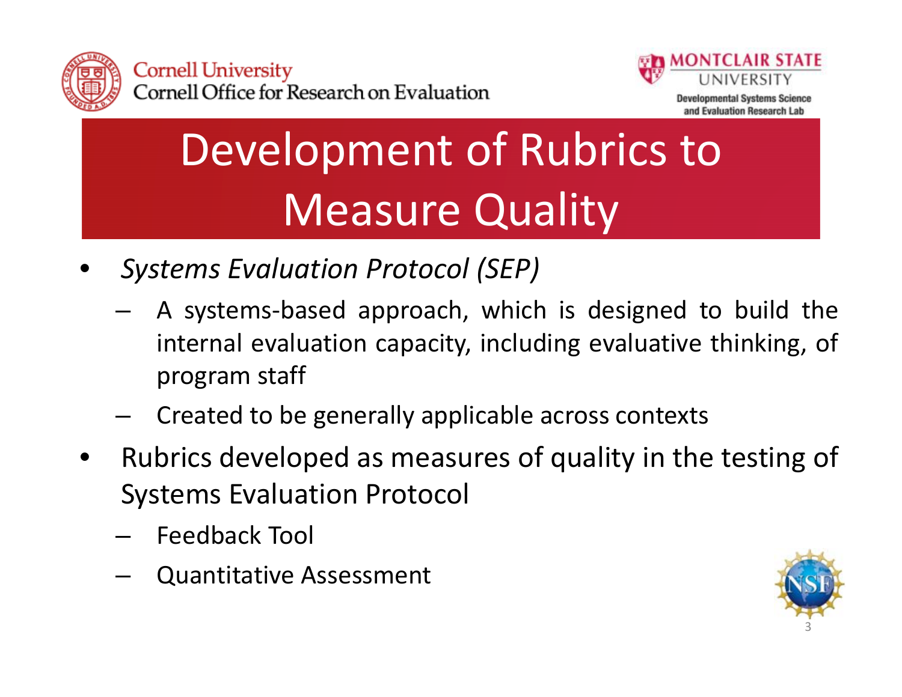# Development of Rubrics to Measure Quality

- *Systems Evaluation Protocol (SEP)*
  - A systems-based approach, which is designed to build the internal evaluation capacity, including evaluative thinking, of program staff
  - Created to be generally applicable across contexts
- Rubrics developed as measures of quality in the testing of Systems Evaluation Protocol
  - Feedback Tool
  - Quantitative Assessment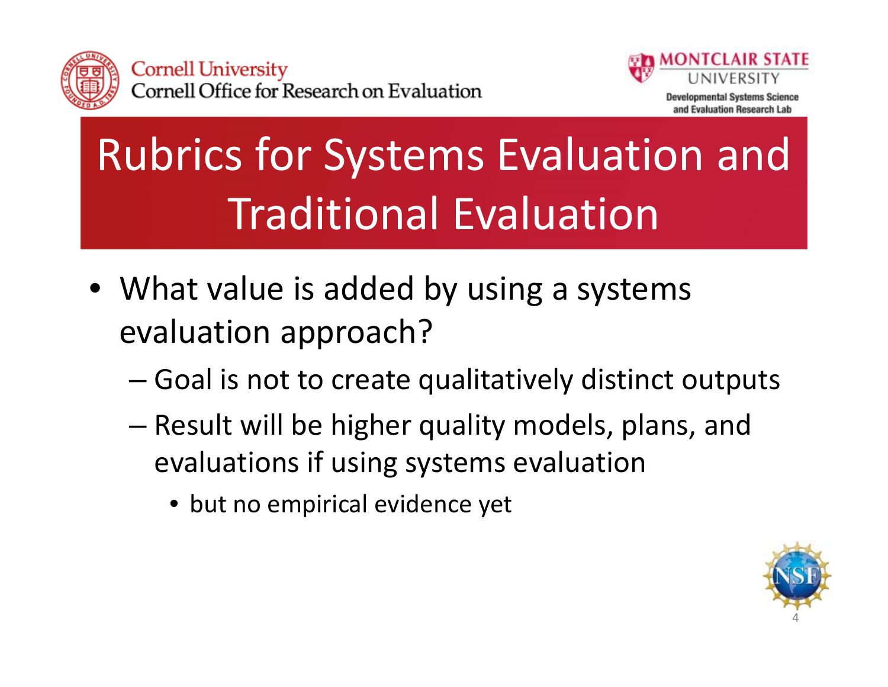# Rubrics for Systems Evaluation and Traditional Evaluation

- What value is added by using a systems evaluation approach?
  - Goal is not to create qualitatively distinct outputs
  - Result will be higher quality models, plans, and evaluations if using systems evaluation
    - but no empirical evidence yet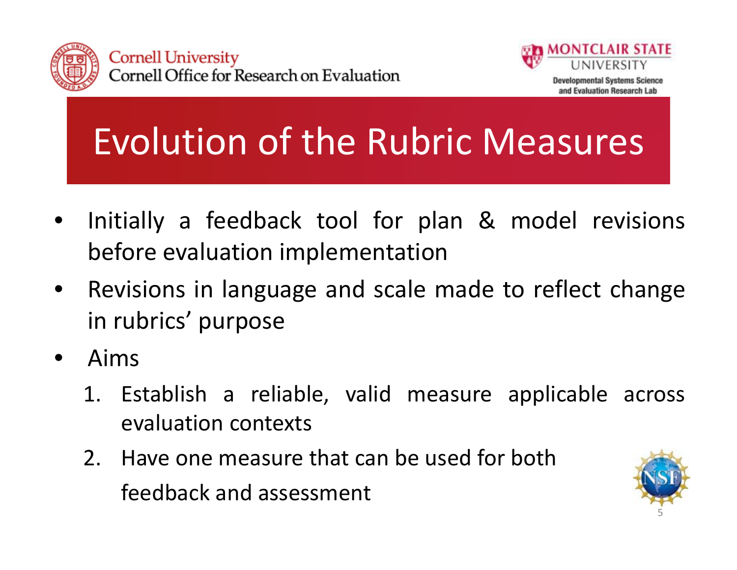# Evolution of the Rubric Measures

- Initially a feedback tool for plan & model revisions before evaluation implementation
- Revisions in language and scale made to reflect change in rubrics' purpose
- Aims
  1. Establish a reliable, valid measure applicable across evaluation contexts
  2. Have one measure that can be used for both feedback and assessment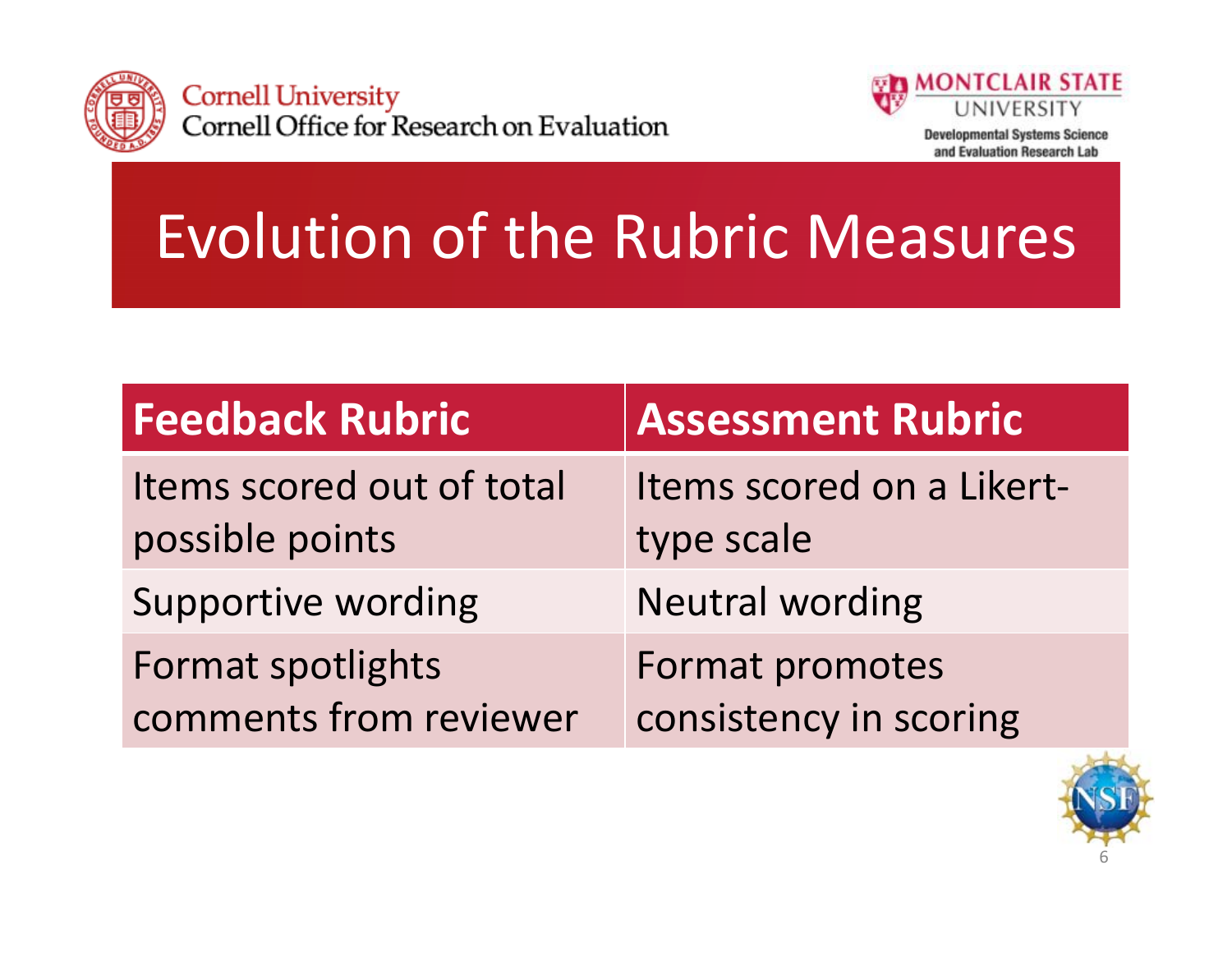Cornell University
Cornell Office for Research on Evaluation

MONTCLAIR STATE UNIVERSITY
Developmental Systems Science and Evaluation Research Lab

# Evolution of the Rubric Measures

| Feedback Rubric | Assessment Rubric |
| --- | --- |
| Items scored out of total possible points | Items scored on a Likert-type scale |
| Supportive wording | Neutral wording |
| Format spotlights comments from reviewer | Format promotes consistency in scoring |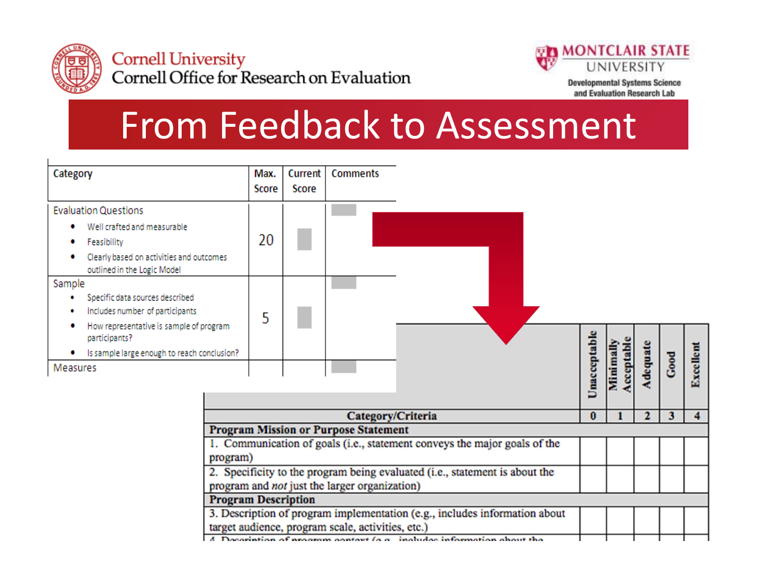Cornell University
Cornell Office for Research on Evaluation

MONTCLAIR STATE UNIVERSITY
Developmental Systems Science and Evaluation Research Lab

# From Feedback to Assessment

| Category | Max. Score | Current Score | Comments |
|---|---|---|---|
| Evaluation Questions<br>• Well crafted and measurable<br>• Feasibility<br>• Clearly based on activities and outcomes outlined in the Logic Model | 20 | | |
| Sample<br>• Specific data sources described<br>• Includes number of participants<br>• How representative is sample of program participants?<br>• Is sample large enough to reach conclusion? | 5 | | |
| Measures | | | |

| Category/Criteria | Unacceptable 0 | Minimally Acceptable 1 | Adequate 2 | Good 3 | Excellent 4 |
|---|---|---|---|---|---|
| **Program Mission or Purpose Statement** | | | | | |
| 1. Communication of goals (i.e., statement conveys the major goals of the program) | | | | | |
| 2. Specificity to the program being evaluated (i.e., statement is about the program and *not* just the larger organization) | | | | | |
| **Program Description** | | | | | |
| 3. Description of program implementation (e.g., includes information about target audience, program scale, activities, etc.) | | | | | |
| 4. Description of program context (e.g., includes information about the | | | | | |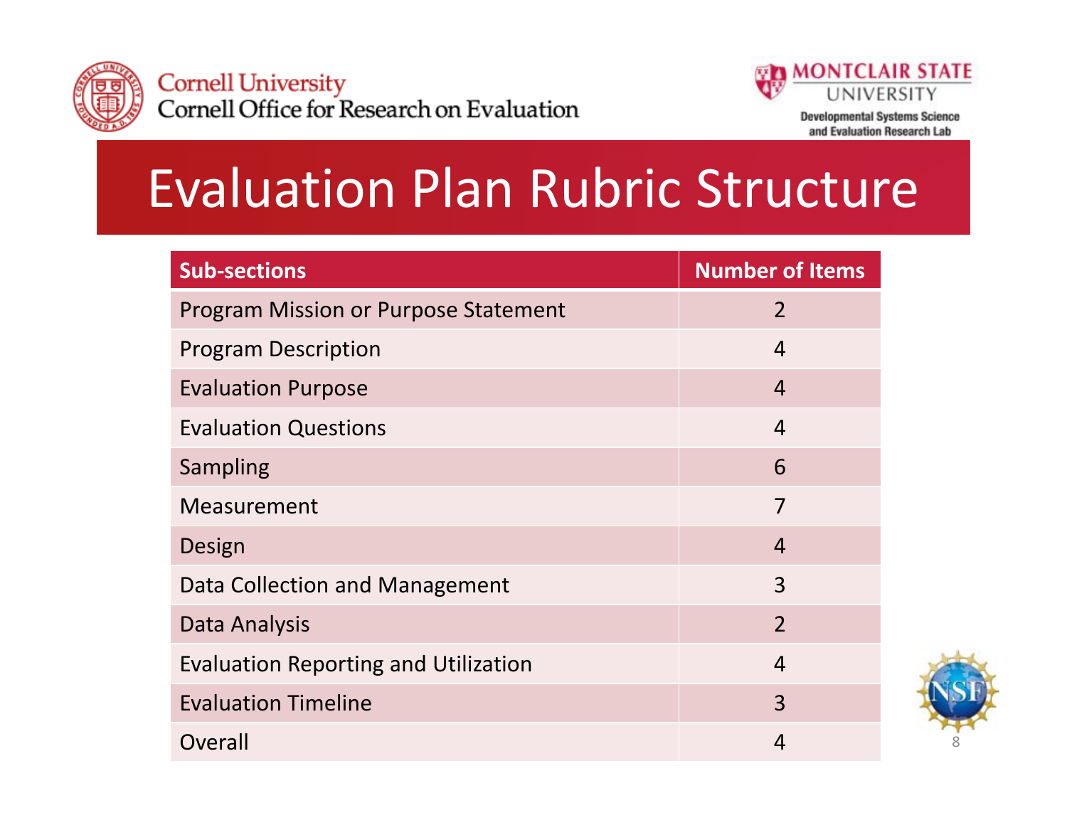# Evaluation Plan Rubric Structure

| Sub-sections | Number of Items |
|---|---|
| Program Mission or Purpose Statement | 2 |
| Program Description | 4 |
| Evaluation Purpose | 4 |
| Evaluation Questions | 4 |
| Sampling | 6 |
| Measurement | 7 |
| Design | 4 |
| Data Collection and Management | 3 |
| Data Analysis | 2 |
| Evaluation Reporting and Utilization | 4 |
| Evaluation Timeline | 3 |
| Overall | 4 |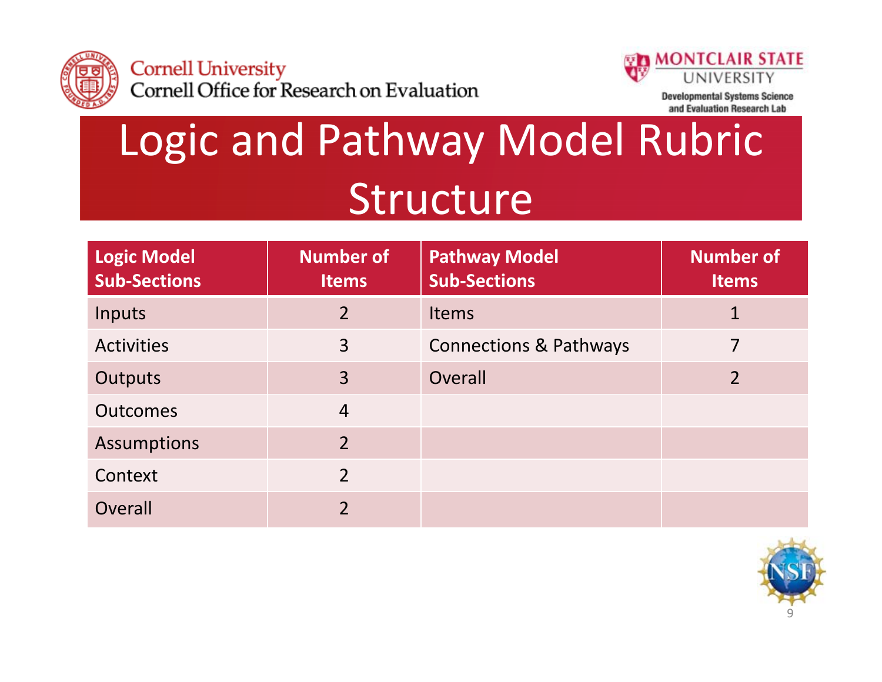Cornell University
Cornell Office for Research on Evaluation

MONTCLAIR STATE UNIVERSITY
Developmental Systems Science and Evaluation Research Lab

# Logic and Pathway Model Rubric Structure

| Logic Model Sub-Sections | Number of Items | Pathway Model Sub-Sections | Number of Items |
|---|---|---|---|
| Inputs | 2 | Items | 1 |
| Activities | 3 | Connections & Pathways | 7 |
| Outputs | 3 | Overall | 2 |
| Outcomes | 4 | | |
| Assumptions | 2 | | |
| Context | 2 | | |
| Overall | 2 | | |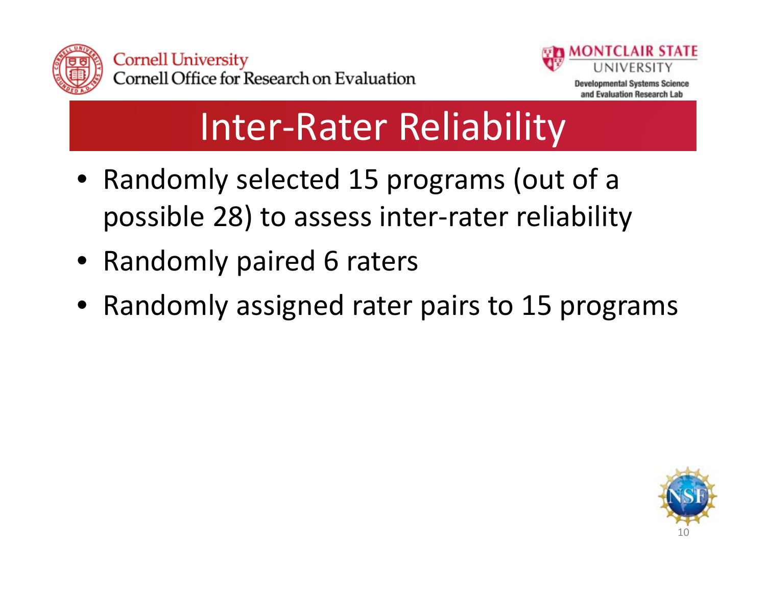# Inter-Rater Reliability

- Randomly selected 15 programs (out of a possible 28) to assess inter-rater reliability
- Randomly paired 6 raters
- Randomly assigned rater pairs to 15 programs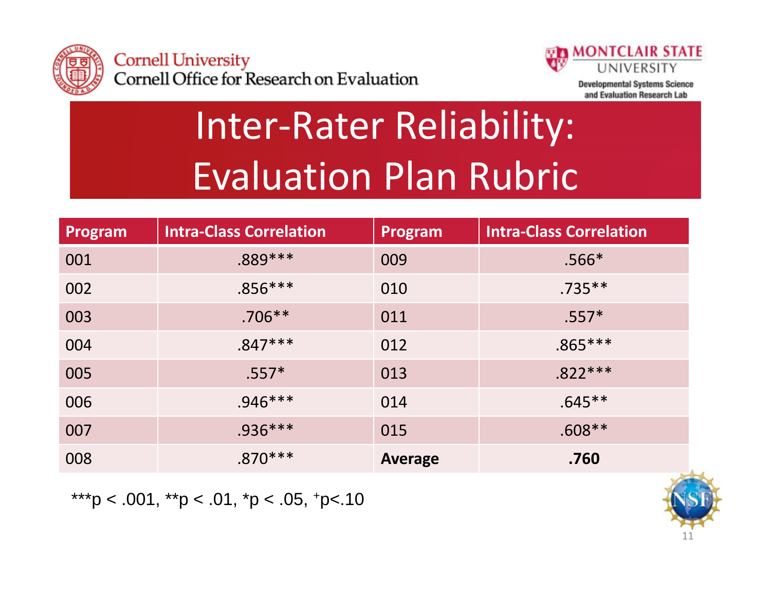# Inter-Rater Reliability: Evaluation Plan Rubric

| Program | Intra-Class Correlation | Program | Intra-Class Correlation |
|---|---|---|---|
| 001 | .889*** | 009 | .566* |
| 002 | .856*** | 010 | .735** |
| 003 | .706** | 011 | .557* |
| 004 | .847*** | 012 | .865*** |
| 005 | .557* | 013 | .822*** |
| 006 | .946*** | 014 | .645** |
| 007 | .936*** | 015 | .608** |
| 008 | .870*** | **Average** | **.760** |

***p < .001, **p < .01, *p < .05, +p<.10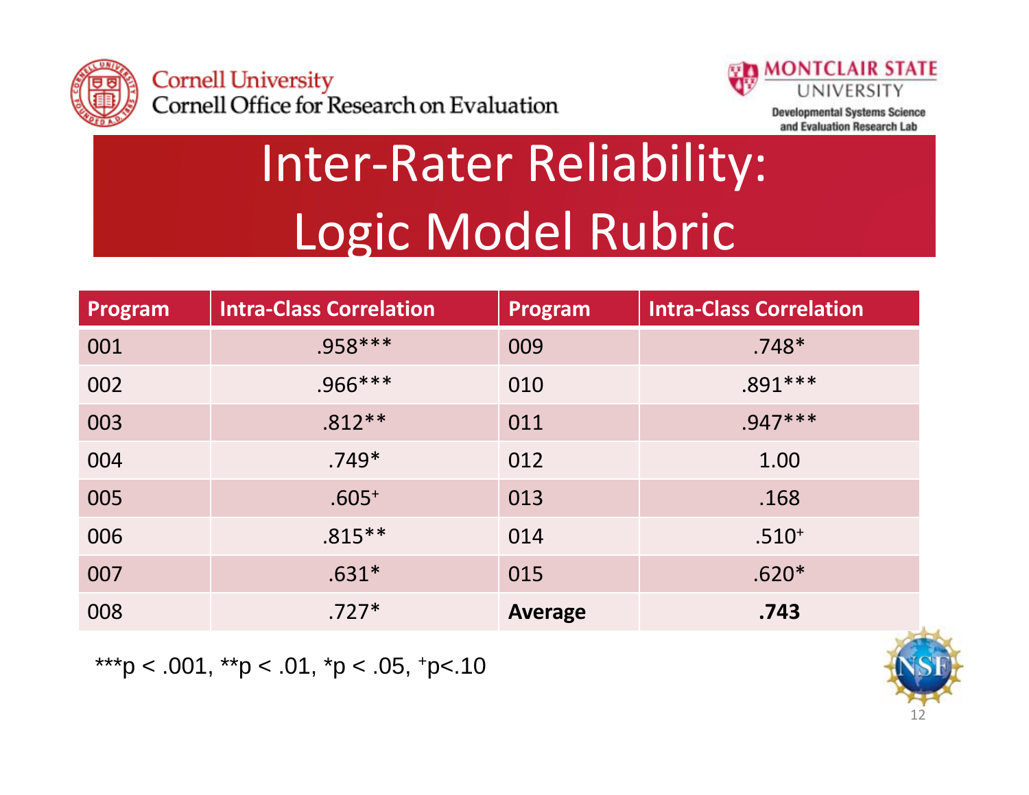# Inter-Rater Reliability: Logic Model Rubric

| Program | Intra-Class Correlation | Program | Intra-Class Correlation |
|---|---|---|---|
| 001 | .958*** | 009 | .748* |
| 002 | .966*** | 010 | .891*** |
| 003 | .812** | 011 | .947*** |
| 004 | .749* | 012 | 1.00 |
| 005 | .605$^{+}$ | 013 | .168 |
| 006 | .815** | 014 | .510$^{+}$ |
| 007 | .631* | 015 | .620* |
| 008 | .727* | **Average** | **.743** |

***p < .001, **p < .01, *p < .05, $^{+}$p<.10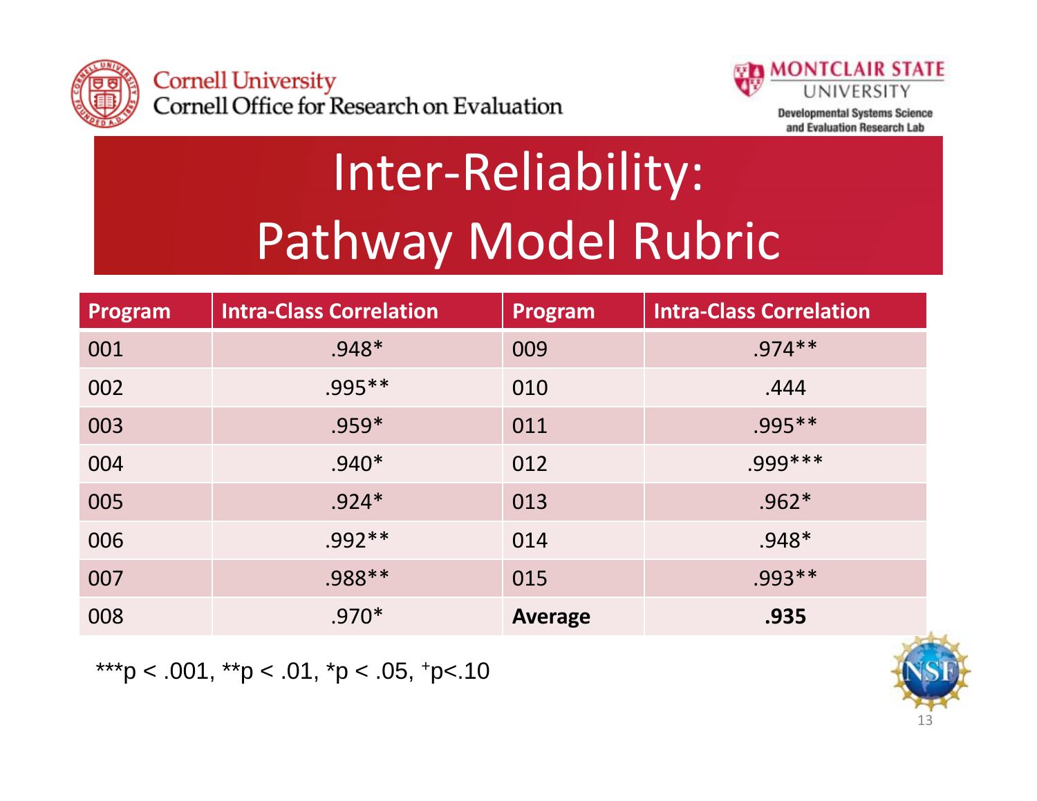# Inter-Reliability: Pathway Model Rubric

| Program | Intra-Class Correlation | Program | Intra-Class Correlation |
|---|---|---|---|
| 001 | .948* | 009 | .974** |
| 002 | .995** | 010 | .444 |
| 003 | .959* | 011 | .995** |
| 004 | .940* | 012 | .999*** |
| 005 | .924* | 013 | .962* |
| 006 | .992** | 014 | .948* |
| 007 | .988** | 015 | .993** |
| 008 | .970* | **Average** | **.935** |

***$p < .001$, **$p < .01$, *$p < .05$, $^{+}p < .10$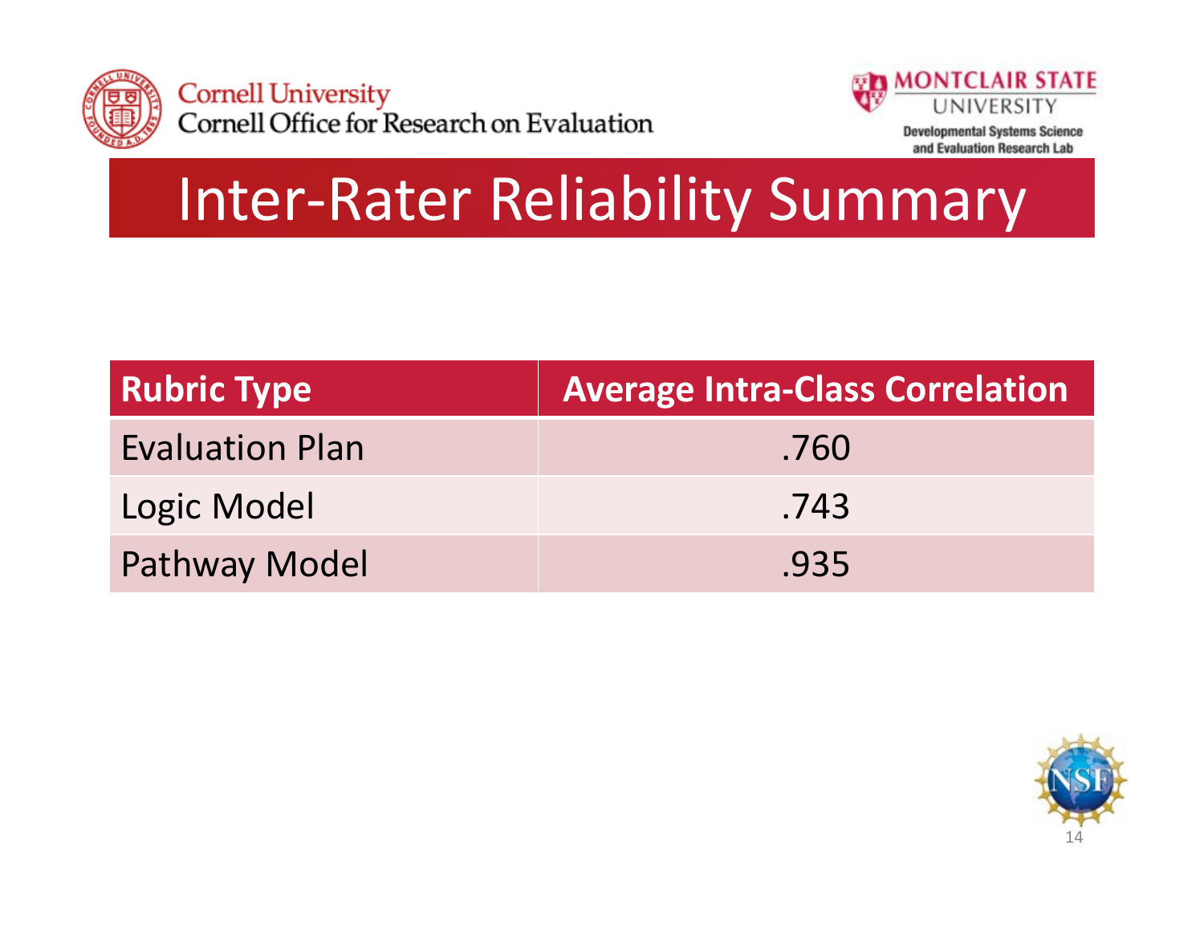# Inter-Rater Reliability Summary

| Rubric Type | Average Intra-Class Correlation |
| --- | --- |
| Evaluation Plan | .760 |
| Logic Model | .743 |
| Pathway Model | .935 |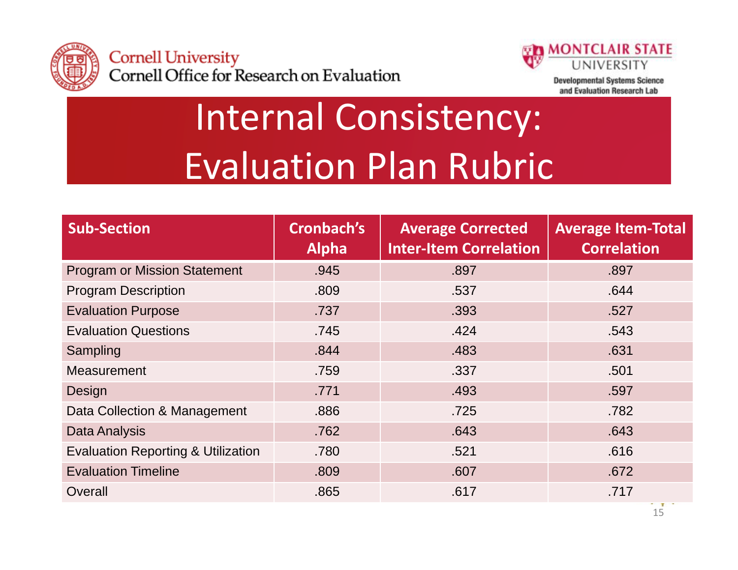Cornell University
Cornell Office for Research on Evaluation

MONTCLAIR STATE UNIVERSITY
Developmental Systems Science and Evaluation Research Lab

# Internal Consistency: Evaluation Plan Rubric

| Sub-Section | Cronbach's Alpha | Average Corrected Inter-Item Correlation | Average Item-Total Correlation |
|---|---|---|---|
| Program or Mission Statement | .945 | .897 | .897 |
| Program Description | .809 | .537 | .644 |
| Evaluation Purpose | .737 | .393 | .527 |
| Evaluation Questions | .745 | .424 | .543 |
| Sampling | .844 | .483 | .631 |
| Measurement | .759 | .337 | .501 |
| Design | .771 | .493 | .597 |
| Data Collection & Management | .886 | .725 | .782 |
| Data Analysis | .762 | .643 | .643 |
| Evaluation Reporting & Utilization | .780 | .521 | .616 |
| Evaluation Timeline | .809 | .607 | .672 |
| Overall | .865 | .617 | .717 |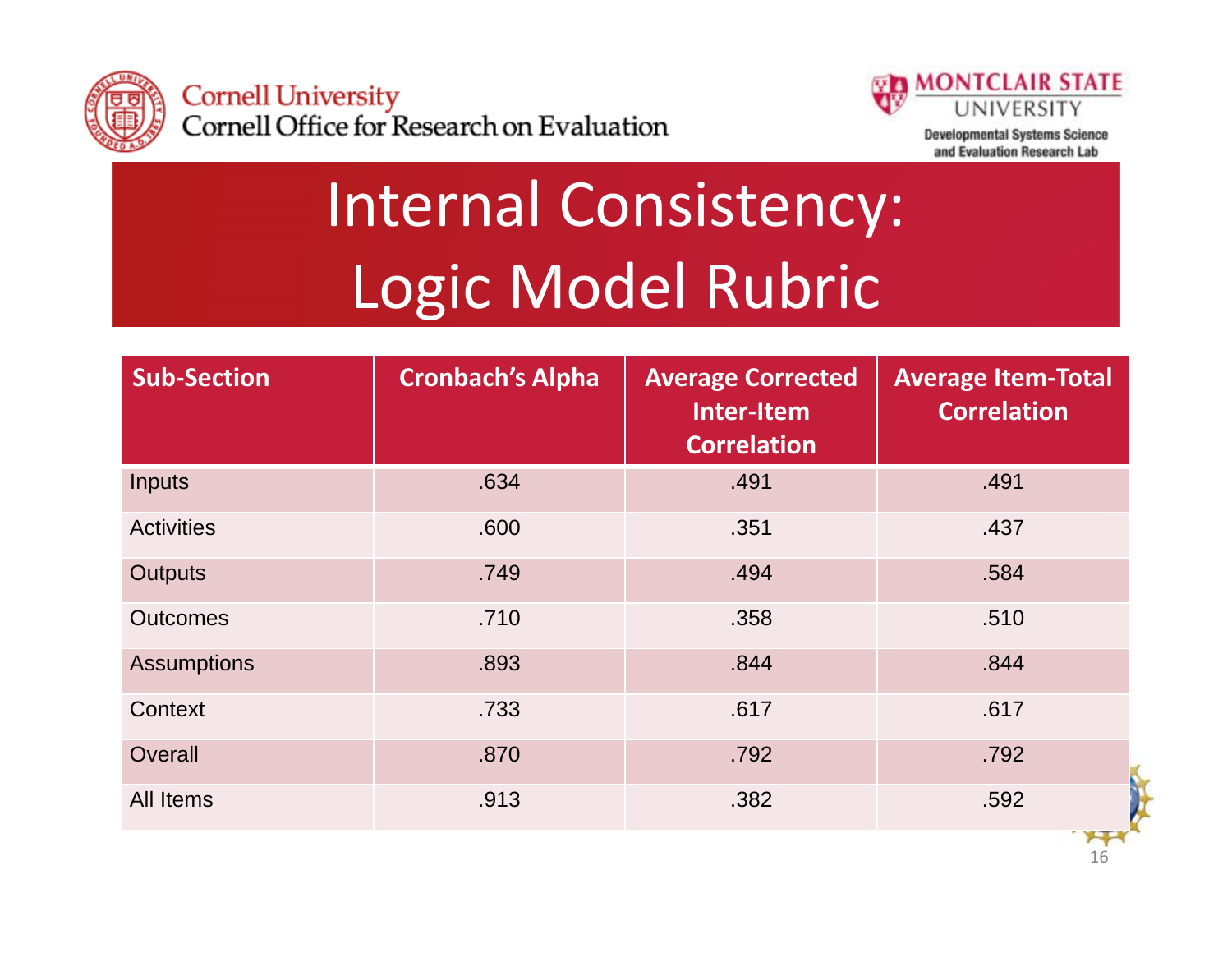# Internal Consistency: Logic Model Rubric

| Sub-Section | Cronbach's Alpha | Average Corrected Inter-Item Correlation | Average Item-Total Correlation |
|---|---|---|---|
| Inputs | .634 | .491 | .491 |
| Activities | .600 | .351 | .437 |
| Outputs | .749 | .494 | .584 |
| Outcomes | .710 | .358 | .510 |
| Assumptions | .893 | .844 | .844 |
| Context | .733 | .617 | .617 |
| Overall | .870 | .792 | .792 |
| All Items | .913 | .382 | .592 |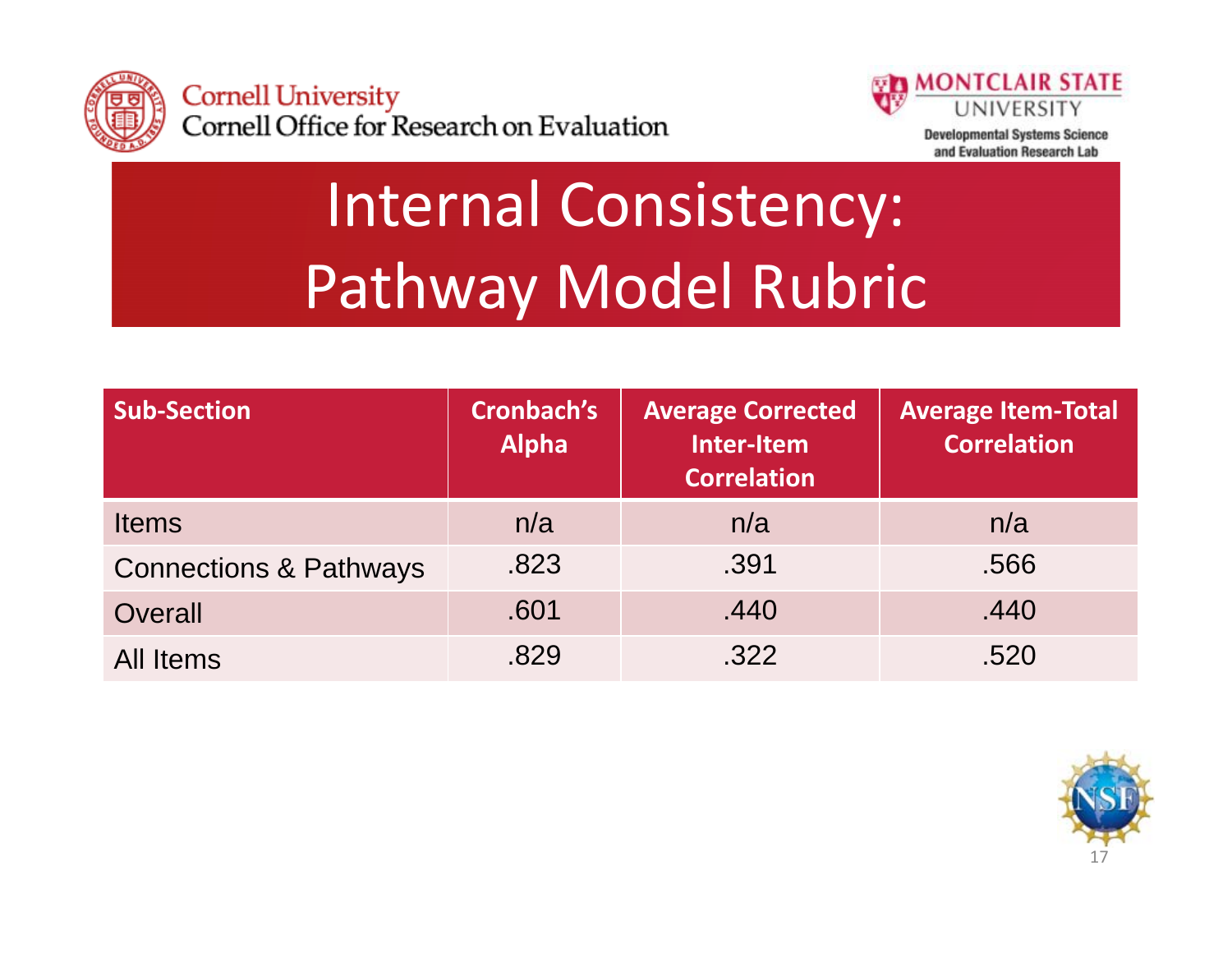Cornell University
Cornell Office for Research on Evaluation

MONTCLAIR STATE UNIVERSITY
Developmental Systems Science and Evaluation Research Lab

# Internal Consistency: Pathway Model Rubric

| Sub-Section | Cronbach's Alpha | Average Corrected Inter-Item Correlation | Average Item-Total Correlation |
|---|---|---|---|
| Items | n/a | n/a | n/a |
| Connections & Pathways | .823 | .391 | .566 |
| Overall | .601 | .440 | .440 |
| All Items | .829 | .322 | .520 |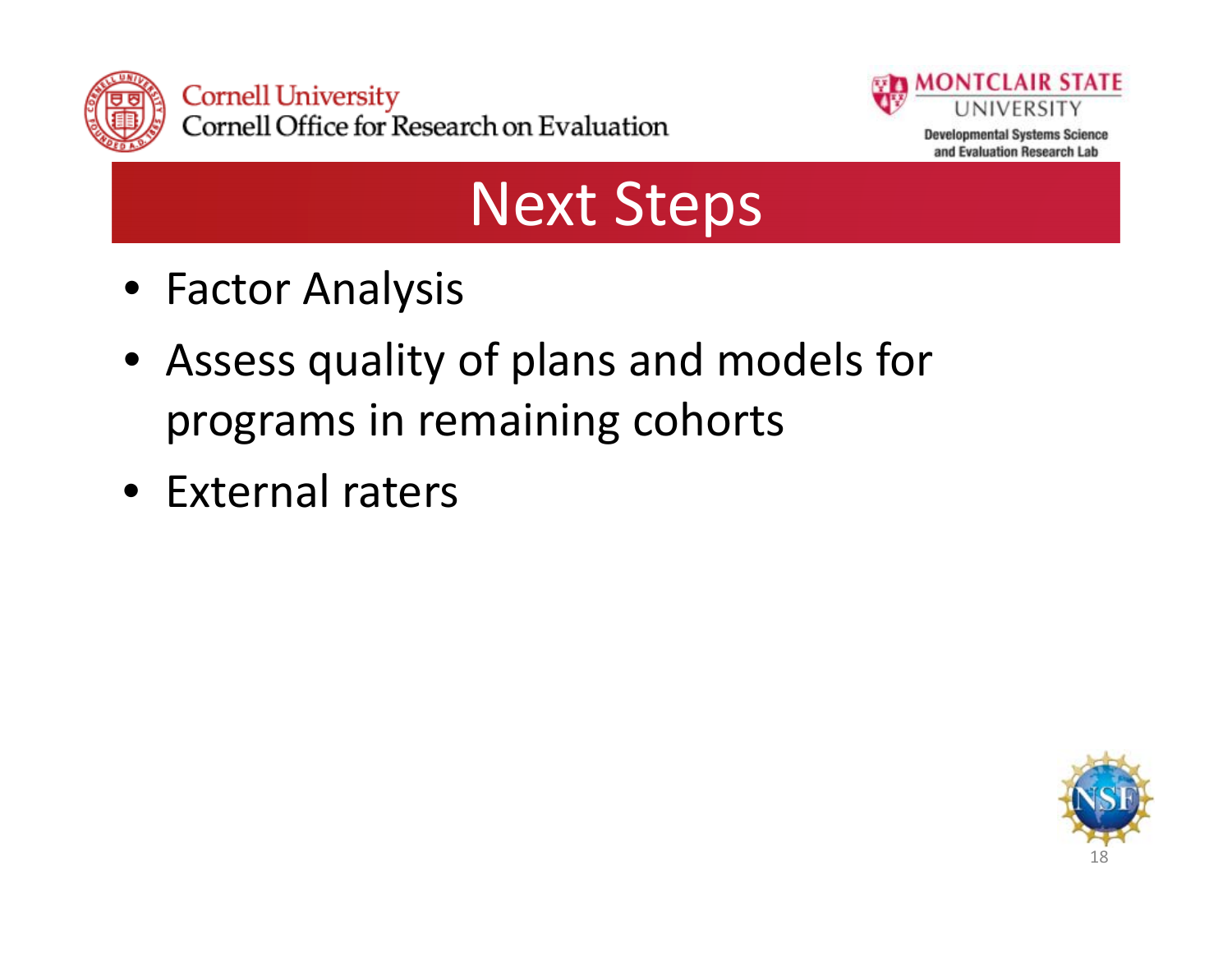# Next Steps

- Factor Analysis
- Assess quality of plans and models for programs in remaining cohorts
- External raters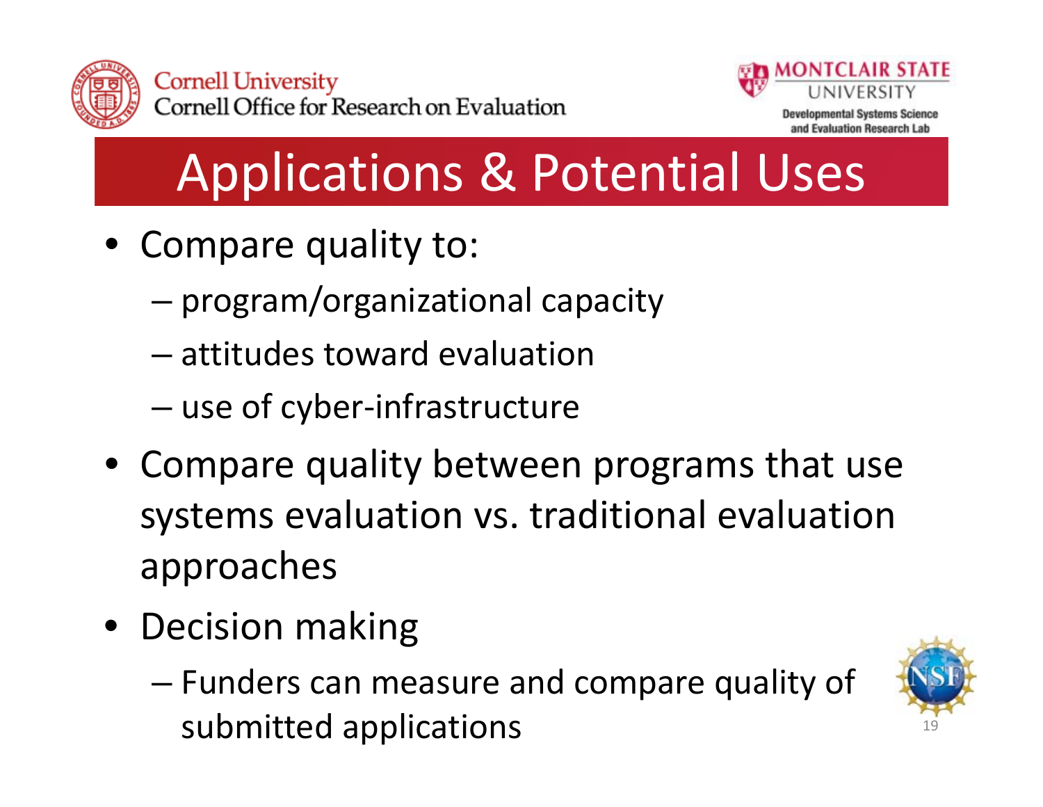# Applications & Potential Uses

- Compare quality to:
  - program/organizational capacity
  - attitudes toward evaluation
  - use of cyber-infrastructure
- Compare quality between programs that use systems evaluation vs. traditional evaluation approaches
- Decision making
  - Funders can measure and compare quality of submitted applications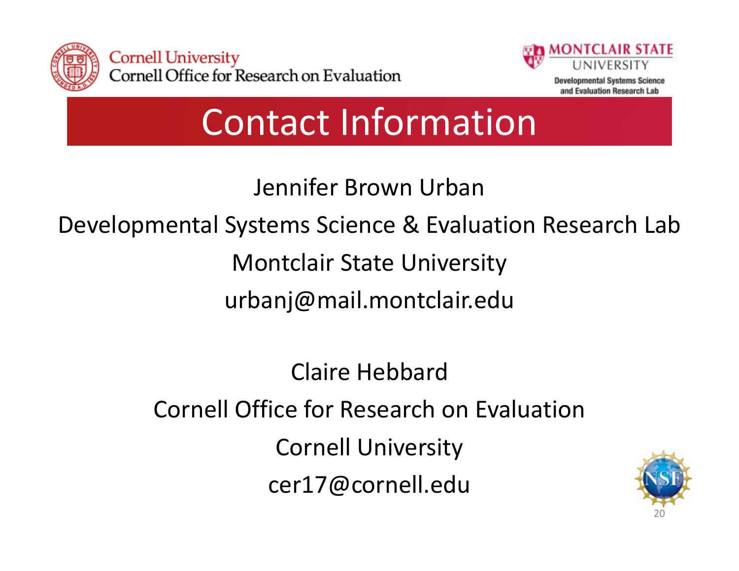Cornell University
Cornell Office for Research on Evaluation

MONTCLAIR STATE UNIVERSITY
Developmental Systems Science and Evaluation Research Lab

# Contact Information

Jennifer Brown Urban

Developmental Systems Science & Evaluation Research Lab

Montclair State University

urbanj@mail.montclair.edu

Claire Hebbard

Cornell Office for Research on Evaluation

Cornell University

cer17@cornell.edu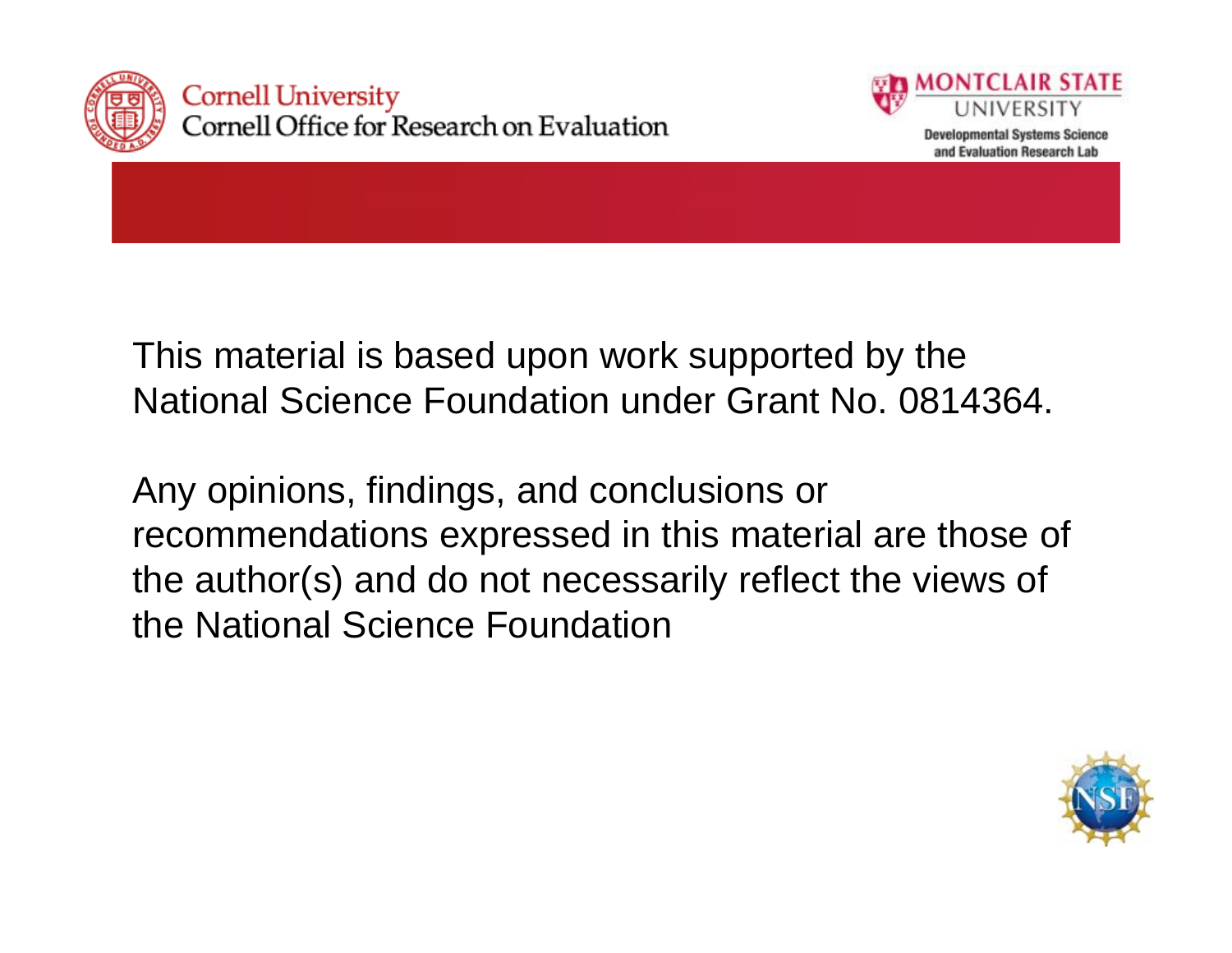Cornell University
Cornell Office for Research on Evaluation

MONTCLAIR STATE UNIVERSITY
Developmental Systems Science and Evaluation Research Lab

This material is based upon work supported by the National Science Foundation under Grant No. 0814364.

Any opinions, findings, and conclusions or recommendations expressed in this material are those of the author(s) and do not necessarily reflect the views of the National Science Foundation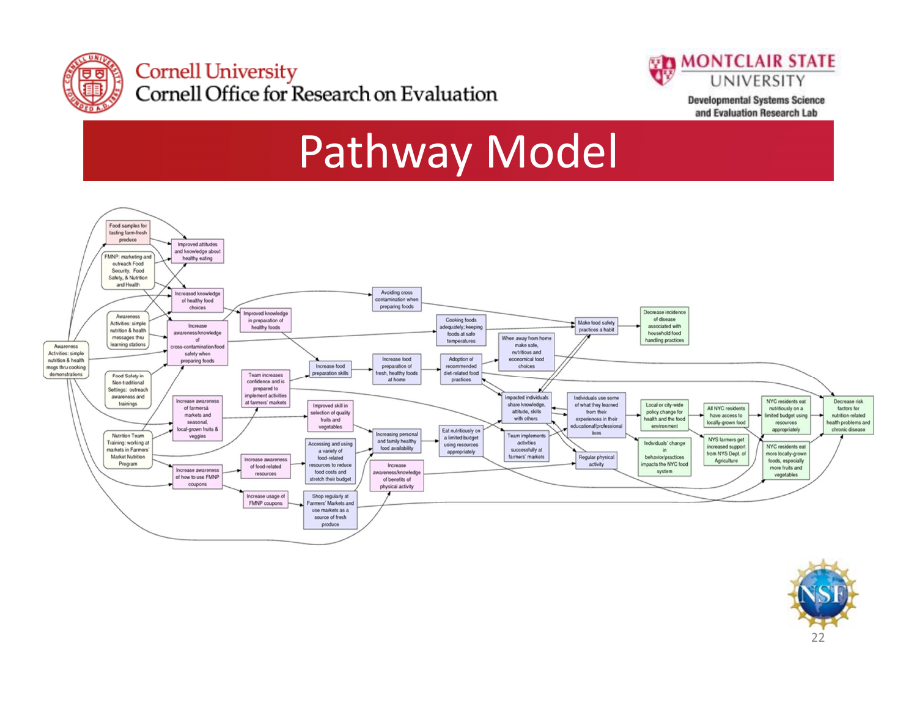Cornell University
Cornell Office for Research on Evaluation

MONTCLAIR STATE UNIVERSITY
Developmental Systems Science and Evaluation Research Lab

# Pathway Model

Food samples for tasting farm-fresh produce

FMNP: marketing and outreach Food Security, Food Safety, & Nutrition and Health

Awareness Activities: simple nutrition & health messages thru learning stations

Awareness Activities: simple nutrition & health msgs thru cooking demonstrations

Food Safety in Non-traditional Settings: outreach awareness and trainings

Nutrition Team Training: working at markets in Farmers' Market Nutrition Program

Improved attitudes and knowledge about healthy eating

Increased knowledge of healthy food choices

Increase awareness/knowledge of cross-contamination/food safety when preparing foods

Increase awareness of farmersâ markets and seasonal, local-grown fruits & veggies

Increase awareness of how to use FMNP coupons

Improved knowledge in preparation of healthy foods

Team increases confidence and is prepared to implement activities at farmers' markets

Increase awareness of food-related resources

Increase usage of FMNP coupons

Avoiding cross contamination when preparing foods

Increase food preparation skills

Improved skill in selection of quality fruits and vegetables

Accessing and using a variety of food-related resources to reduce food costs and stretch their budget

Shop regularly at Farmers' Markets and use markets as a source of fresh produce

Cooking foods adequately; keeping foods at safe temperatures

Increase food preparation of fresh, healthy foods at home

Increasing personal and family healthy food availability

Increase awareness/knowledge of benefits of physical activity

Adoption of recommended diet-related food practices

Eat nutritiously on a limited budget using resources appropriately

When away from home make safe, nutritious and economical food choices

Impacted individuals share knowledge, attitude, skills with others

Team implements activities successfully at farmers' markets

Make food safety practices a habit

Individuals use some of what they learned from their experiences in their educational/professional lives

Regular physical activity

Decrease incidence of disease associated with household food handling practices

Local or city-wide policy change for health and the food environment

Individuals' change in behavior/practices impacts the NYC food system

All NYC residents have access to locally-grown food

NYS farmers get increased support from NYS Dept. of Agriculture

NYC residents eat nutritiously on a limited budget using resources appropriately

NYC residents eat more locally-grown foods, especially more fruits and vegetables

Decrease risk factors for nutrition-related health problems and chronic disease